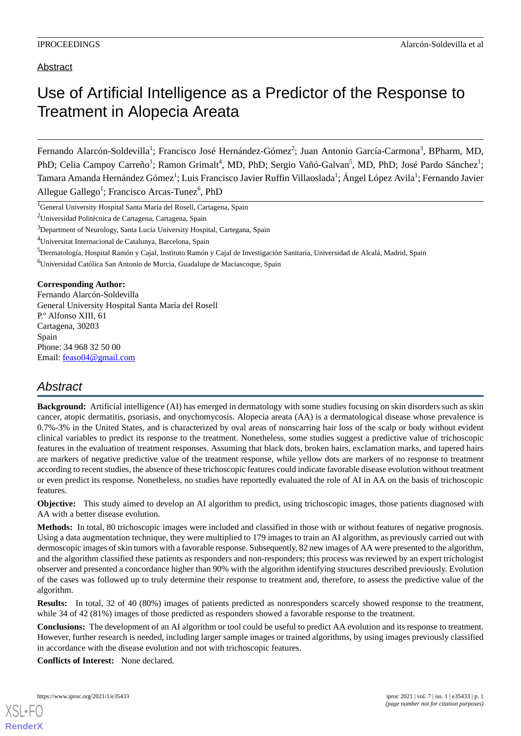Abstract

# Use of Artificial Intelligence as a Predictor of the Response to Treatment in Alopecia Areata

Fernando Alarcón-Soldevilla[1]; Francisco José Hernández-Gómez[2]; Juan Antonio García-Carmona[3], BPharm, MD, PhD; Celia Campoy Carreño[1]; Ramon Grimalt[4], MD, PhD; Sergio Vañó-Galvan[5], MD, PhD; José Pardo Sánchez[1]; Tamara Amanda Hernández Gómez[1]; Luis Francisco Javier Ruffin Villaoslada[1]; Ángel López Avila[1]; Fernando Javier Allegue Gallego[1]; Francisco Arcas-Tunez[6], PhD

[1]General University Hospital Santa María del Rosell, Cartagena, Spain

[2]Universidad Politécnica de Cartagena, Cartagena, Spain

[3]Department of Neurology, Santa Lucía University Hospital, Cartegana, Spain

[4]Universitat Internacional de Catalunya, Barcelona, Spain

[5]Dermatología, Hospital Ramón y Cajal, Instituto Ramón y Cajal de Investigación Sanitaria, Universidad de Alcalá, Madrid, Spain

[6]Universidad Católica San Antonio de Murcia, Guadalupe de Maciascoque, Spain

**Corresponding Author:**
Fernando Alarcón-Soldevilla
General University Hospital Santa María del Rosell
P.º Alfonso XIII, 61
Cartagena, 30203
Spain
Phone: 34 968 32 50 00
Email: feaso04@gmail.com

## *Abstract*

**Background:** Artificial intelligence (AI) has emerged in dermatology with some studies focusing on skin disorders such as skin cancer, atopic dermatitis, psoriasis, and onychomycosis. Alopecia areata (AA) is a dermatological disease whose prevalence is 0.7%-3% in the United States, and is characterized by oval areas of nonscarring hair loss of the scalp or body without evident clinical variables to predict its response to the treatment. Nonetheless, some studies suggest a predictive value of trichoscopic features in the evaluation of treatment responses. Assuming that black dots, broken hairs, exclamation marks, and tapered hairs are markers of negative predictive value of the treatment response, while yellow dots are markers of no response to treatment according to recent studies, the absence of these trichoscopic features could indicate favorable disease evolution without treatment or even predict its response. Nonetheless, no studies have reportedly evaluated the role of AI in AA on the basis of trichoscopic features.

**Objective:** This study aimed to develop an AI algorithm to predict, using trichoscopic images, those patients diagnosed with AA with a better disease evolution.

**Methods:** In total, 80 trichoscopic images were included and classified in those with or without features of negative prognosis. Using a data augmentation technique, they were multiplied to 179 images to train an AI algorithm, as previously carried out with dermoscopic images of skin tumors with a favorable response. Subsequently, 82 new images of AA were presented to the algorithm, and the algorithm classified these patients as responders and non-responders; this process was reviewed by an expert trichologist observer and presented a concordance higher than 90% with the algorithm identifying structures described previously. Evolution of the cases was followed up to truly determine their response to treatment and, therefore, to assess the predictive value of the algorithm.

**Results:** In total, 32 of 40 (80%) images of patients predicted as nonresponders scarcely showed response to the treatment, while 34 of 42 (81%) images of those predicted as responders showed a favorable response to the treatment.

**Conclusions:** The development of an AI algorithm or tool could be useful to predict AA evolution and its response to treatment. However, further research is needed, including larger sample images or trained algorithms, by using images previously classified in accordance with the disease evolution and not with trichoscopic features.

**Conflicts of Interest:** None declared.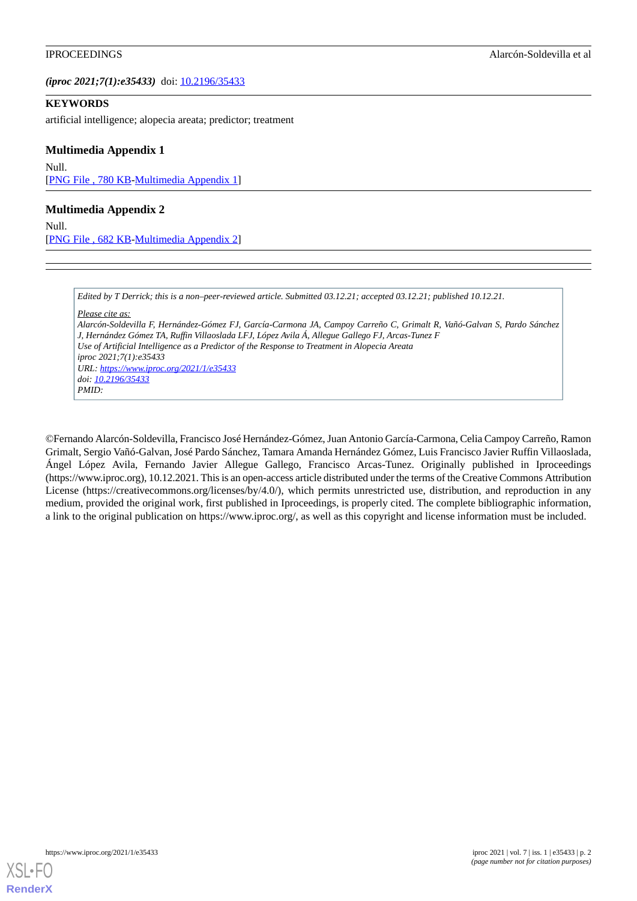(*iproc 2021;7(1):e35433*) doi: 10.2196/35433

## KEYWORDS

artificial intelligence; alopecia areata; predictor; treatment

## Multimedia Appendix 1

Null.

[PNG File , 780 KB-Multimedia Appendix 1]

## Multimedia Appendix 2

Null.

[PNG File , 682 KB-Multimedia Appendix 2]

*Edited by T Derrick; this is a non–peer-reviewed article. Submitted 03.12.21; accepted 03.12.21; published 10.12.21.*

*Please cite as:*
*Alarcón-Soldevilla F, Hernández-Gómez FJ, García-Carmona JA, Campoy Carreño C, Grimalt R, Vañó-Galvan S, Pardo Sánchez J, Hernández Gómez TA, Ruffin Villaoslada LFJ, López Avila Á, Allegue Gallego FJ, Arcas-Tunez F*
*Use of Artificial Intelligence as a Predictor of the Response to Treatment in Alopecia Areata*
*iproc 2021;7(1):e35433*
*URL: https://www.iproc.org/2021/1/e35433*
*doi: 10.2196/35433*
*PMID:*

©Fernando Alarcón-Soldevilla, Francisco José Hernández-Gómez, Juan Antonio García-Carmona, Celia Campoy Carreño, Ramon Grimalt, Sergio Vañó-Galvan, José Pardo Sánchez, Tamara Amanda Hernández Gómez, Luis Francisco Javier Ruffin Villaoslada, Ángel López Avila, Fernando Javier Allegue Gallego, Francisco Arcas-Tunez. Originally published in Iproceedings (https://www.iproc.org), 10.12.2021. This is an open-access article distributed under the terms of the Creative Commons Attribution License (https://creativecommons.org/licenses/by/4.0/), which permits unrestricted use, distribution, and reproduction in any medium, provided the original work, first published in Iproceedings, is properly cited. The complete bibliographic information, a link to the original publication on https://www.iproc.org/, as well as this copyright and license information must be included.